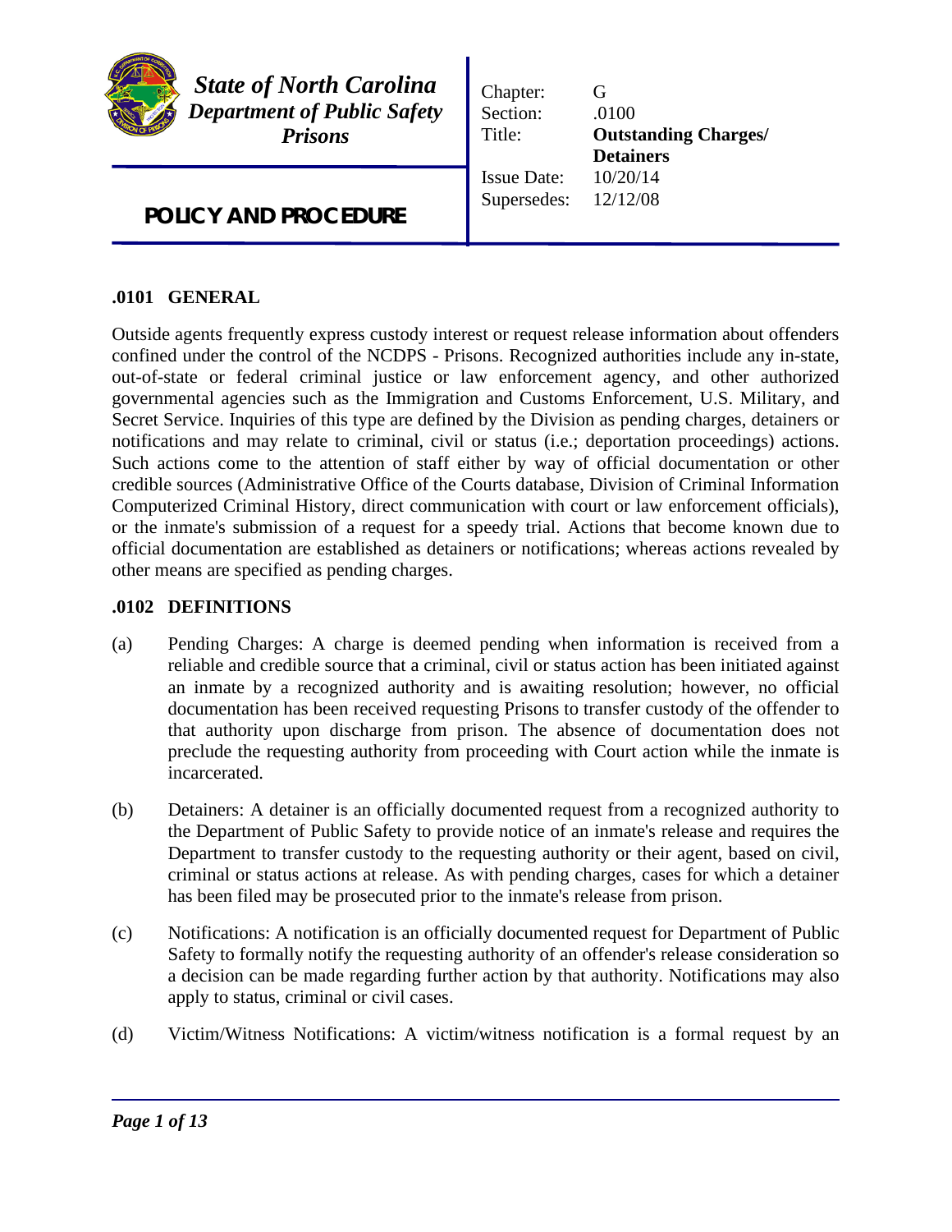**State of North Carolina**
**Department of Public Safety**
**Prisons**

**POLICY AND PROCEDURE**

| | |
|---|---|
| Chapter: | G |
| Section: | .0100 |
| Title: | **Outstanding Charges/ Detainers** |
| Issue Date: | 10/20/14 |
| Supersedes: | 12/12/08 |

## .0101 GENERAL

Outside agents frequently express custody interest or request release information about offenders confined under the control of the NCDPS - Prisons. Recognized authorities include any in-state, out-of-state or federal criminal justice or law enforcement agency, and other authorized governmental agencies such as the Immigration and Customs Enforcement, U.S. Military, and Secret Service. Inquiries of this type are defined by the Division as pending charges, detainers or notifications and may relate to criminal, civil or status (i.e.; deportation proceedings) actions. Such actions come to the attention of staff either by way of official documentation or other credible sources (Administrative Office of the Courts database, Division of Criminal Information Computerized Criminal History, direct communication with court or law enforcement officials), or the inmate's submission of a request for a speedy trial. Actions that become known due to official documentation are established as detainers or notifications; whereas actions revealed by other means are specified as pending charges.

## .0102 DEFINITIONS

(a) Pending Charges: A charge is deemed pending when information is received from a reliable and credible source that a criminal, civil or status action has been initiated against an inmate by a recognized authority and is awaiting resolution; however, no official documentation has been received requesting Prisons to transfer custody of the offender to that authority upon discharge from prison. The absence of documentation does not preclude the requesting authority from proceeding with Court action while the inmate is incarcerated.

(b) Detainers: A detainer is an officially documented request from a recognized authority to the Department of Public Safety to provide notice of an inmate's release and requires the Department to transfer custody to the requesting authority or their agent, based on civil, criminal or status actions at release. As with pending charges, cases for which a detainer has been filed may be prosecuted prior to the inmate's release from prison.

(c) Notifications: A notification is an officially documented request for Department of Public Safety to formally notify the requesting authority of an offender's release consideration so a decision can be made regarding further action by that authority. Notifications may also apply to status, criminal or civil cases.

(d) Victim/Witness Notifications: A victim/witness notification is a formal request by an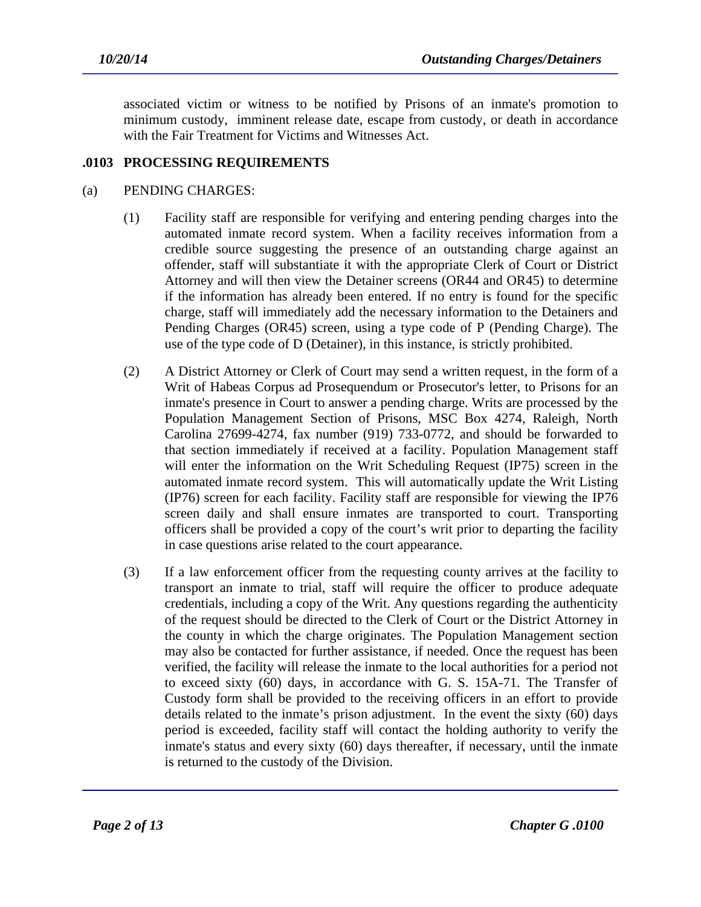associated victim or witness to be notified by Prisons of an inmate's promotion to minimum custody, imminent release date, escape from custody, or death in accordance with the Fair Treatment for Victims and Witnesses Act.

## .0103 PROCESSING REQUIREMENTS

(a) PENDING CHARGES:

(1) Facility staff are responsible for verifying and entering pending charges into the automated inmate record system. When a facility receives information from a credible source suggesting the presence of an outstanding charge against an offender, staff will substantiate it with the appropriate Clerk of Court or District Attorney and will then view the Detainer screens (OR44 and OR45) to determine if the information has already been entered. If no entry is found for the specific charge, staff will immediately add the necessary information to the Detainers and Pending Charges (OR45) screen, using a type code of P (Pending Charge). The use of the type code of D (Detainer), in this instance, is strictly prohibited.

(2) A District Attorney or Clerk of Court may send a written request, in the form of a Writ of Habeas Corpus ad Prosequendum or Prosecutor's letter, to Prisons for an inmate's presence in Court to answer a pending charge. Writs are processed by the Population Management Section of Prisons, MSC Box 4274, Raleigh, North Carolina 27699-4274, fax number (919) 733-0772, and should be forwarded to that section immediately if received at a facility. Population Management staff will enter the information on the Writ Scheduling Request (IP75) screen in the automated inmate record system. This will automatically update the Writ Listing (IP76) screen for each facility. Facility staff are responsible for viewing the IP76 screen daily and shall ensure inmates are transported to court. Transporting officers shall be provided a copy of the court's writ prior to departing the facility in case questions arise related to the court appearance.

(3) If a law enforcement officer from the requesting county arrives at the facility to transport an inmate to trial, staff will require the officer to produce adequate credentials, including a copy of the Writ. Any questions regarding the authenticity of the request should be directed to the Clerk of Court or the District Attorney in the county in which the charge originates. The Population Management section may also be contacted for further assistance, if needed. Once the request has been verified, the facility will release the inmate to the local authorities for a period not to exceed sixty (60) days, in accordance with G. S. 15A-71. The Transfer of Custody form shall be provided to the receiving officers in an effort to provide details related to the inmate's prison adjustment. In the event the sixty (60) days period is exceeded, facility staff will contact the holding authority to verify the inmate's status and every sixty (60) days thereafter, if necessary, until the inmate is returned to the custody of the Division.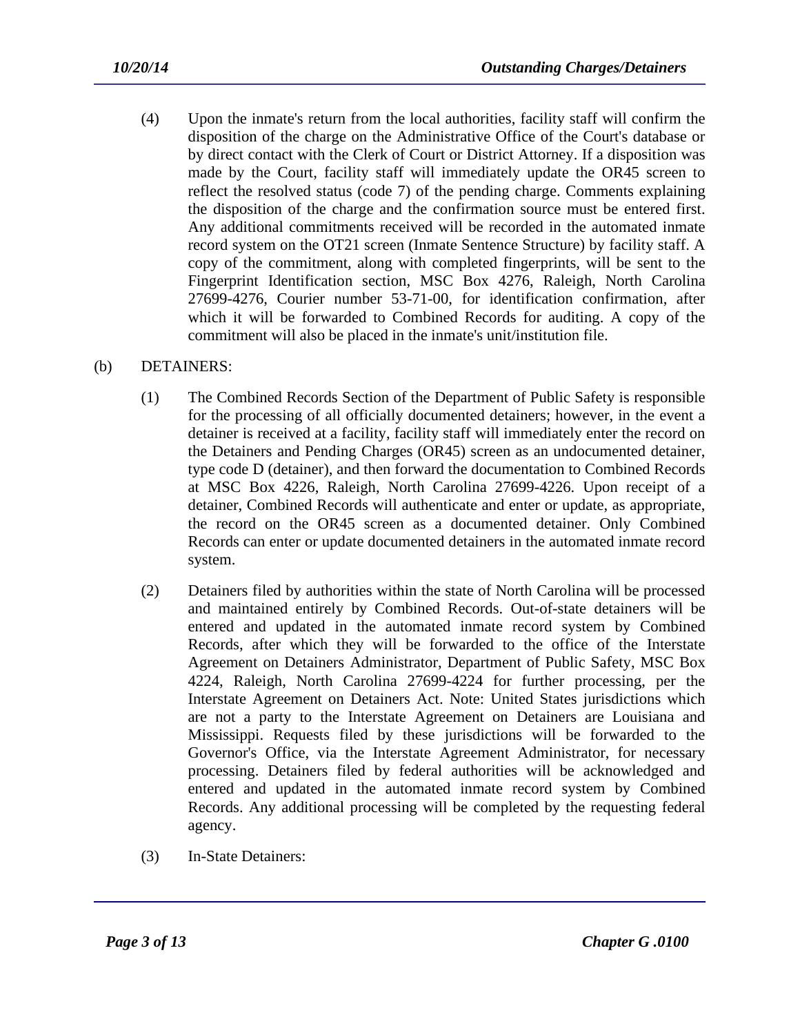(4) Upon the inmate's return from the local authorities, facility staff will confirm the disposition of the charge on the Administrative Office of the Court's database or by direct contact with the Clerk of Court or District Attorney. If a disposition was made by the Court, facility staff will immediately update the OR45 screen to reflect the resolved status (code 7) of the pending charge. Comments explaining the disposition of the charge and the confirmation source must be entered first. Any additional commitments received will be recorded in the automated inmate record system on the OT21 screen (Inmate Sentence Structure) by facility staff. A copy of the commitment, along with completed fingerprints, will be sent to the Fingerprint Identification section, MSC Box 4276, Raleigh, North Carolina 27699-4276, Courier number 53-71-00, for identification confirmation, after which it will be forwarded to Combined Records for auditing. A copy of the commitment will also be placed in the inmate's unit/institution file.

(b) DETAINERS:

(1) The Combined Records Section of the Department of Public Safety is responsible for the processing of all officially documented detainers; however, in the event a detainer is received at a facility, facility staff will immediately enter the record on the Detainers and Pending Charges (OR45) screen as an undocumented detainer, type code D (detainer), and then forward the documentation to Combined Records at MSC Box 4226, Raleigh, North Carolina 27699-4226. Upon receipt of a detainer, Combined Records will authenticate and enter or update, as appropriate, the record on the OR45 screen as a documented detainer. Only Combined Records can enter or update documented detainers in the automated inmate record system.

(2) Detainers filed by authorities within the state of North Carolina will be processed and maintained entirely by Combined Records. Out-of-state detainers will be entered and updated in the automated inmate record system by Combined Records, after which they will be forwarded to the office of the Interstate Agreement on Detainers Administrator, Department of Public Safety, MSC Box 4224, Raleigh, North Carolina 27699-4224 for further processing, per the Interstate Agreement on Detainers Act. Note: United States jurisdictions which are not a party to the Interstate Agreement on Detainers are Louisiana and Mississippi. Requests filed by these jurisdictions will be forwarded to the Governor's Office, via the Interstate Agreement Administrator, for necessary processing. Detainers filed by federal authorities will be acknowledged and entered and updated in the automated inmate record system by Combined Records. Any additional processing will be completed by the requesting federal agency.

(3) In-State Detainers: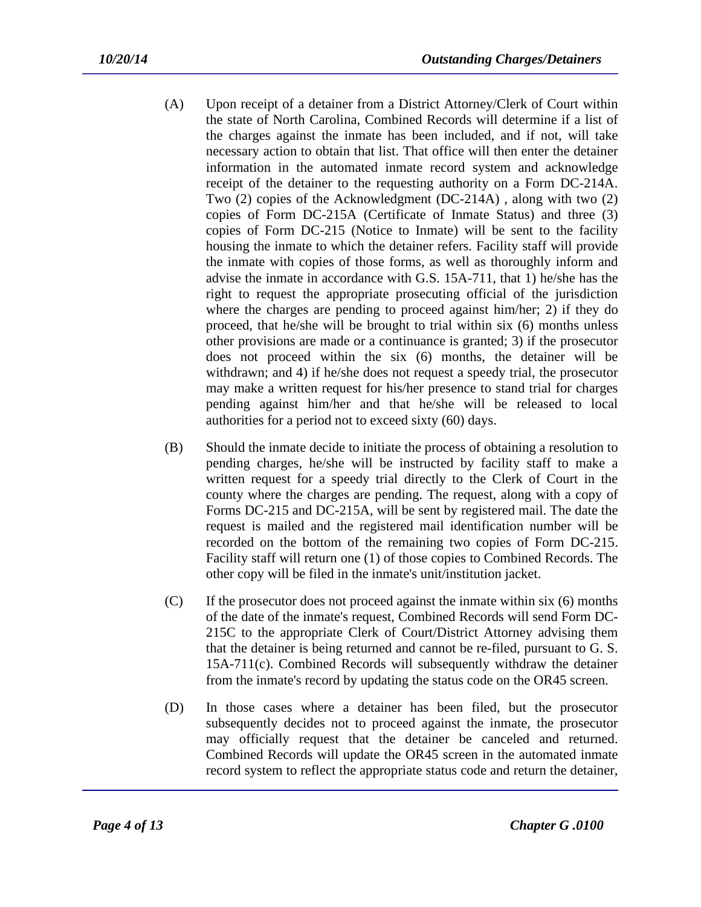(A) Upon receipt of a detainer from a District Attorney/Clerk of Court within the state of North Carolina, Combined Records will determine if a list of the charges against the inmate has been included, and if not, will take necessary action to obtain that list. That office will then enter the detainer information in the automated inmate record system and acknowledge receipt of the detainer to the requesting authority on a Form DC-214A. Two (2) copies of the Acknowledgment (DC-214A) , along with two (2) copies of Form DC-215A (Certificate of Inmate Status) and three (3) copies of Form DC-215 (Notice to Inmate) will be sent to the facility housing the inmate to which the detainer refers. Facility staff will provide the inmate with copies of those forms, as well as thoroughly inform and advise the inmate in accordance with G.S. 15A-711, that 1) he/she has the right to request the appropriate prosecuting official of the jurisdiction where the charges are pending to proceed against him/her; 2) if they do proceed, that he/she will be brought to trial within six (6) months unless other provisions are made or a continuance is granted; 3) if the prosecutor does not proceed within the six (6) months, the detainer will be withdrawn; and 4) if he/she does not request a speedy trial, the prosecutor may make a written request for his/her presence to stand trial for charges pending against him/her and that he/she will be released to local authorities for a period not to exceed sixty (60) days.

(B) Should the inmate decide to initiate the process of obtaining a resolution to pending charges, he/she will be instructed by facility staff to make a written request for a speedy trial directly to the Clerk of Court in the county where the charges are pending. The request, along with a copy of Forms DC-215 and DC-215A, will be sent by registered mail. The date the request is mailed and the registered mail identification number will be recorded on the bottom of the remaining two copies of Form DC-215. Facility staff will return one (1) of those copies to Combined Records. The other copy will be filed in the inmate's unit/institution jacket.

(C) If the prosecutor does not proceed against the inmate within six (6) months of the date of the inmate's request, Combined Records will send Form DC-215C to the appropriate Clerk of Court/District Attorney advising them that the detainer is being returned and cannot be re-filed, pursuant to G. S. 15A-711(c). Combined Records will subsequently withdraw the detainer from the inmate's record by updating the status code on the OR45 screen.

(D) In those cases where a detainer has been filed, but the prosecutor subsequently decides not to proceed against the inmate, the prosecutor may officially request that the detainer be canceled and returned. Combined Records will update the OR45 screen in the automated inmate record system to reflect the appropriate status code and return the detainer,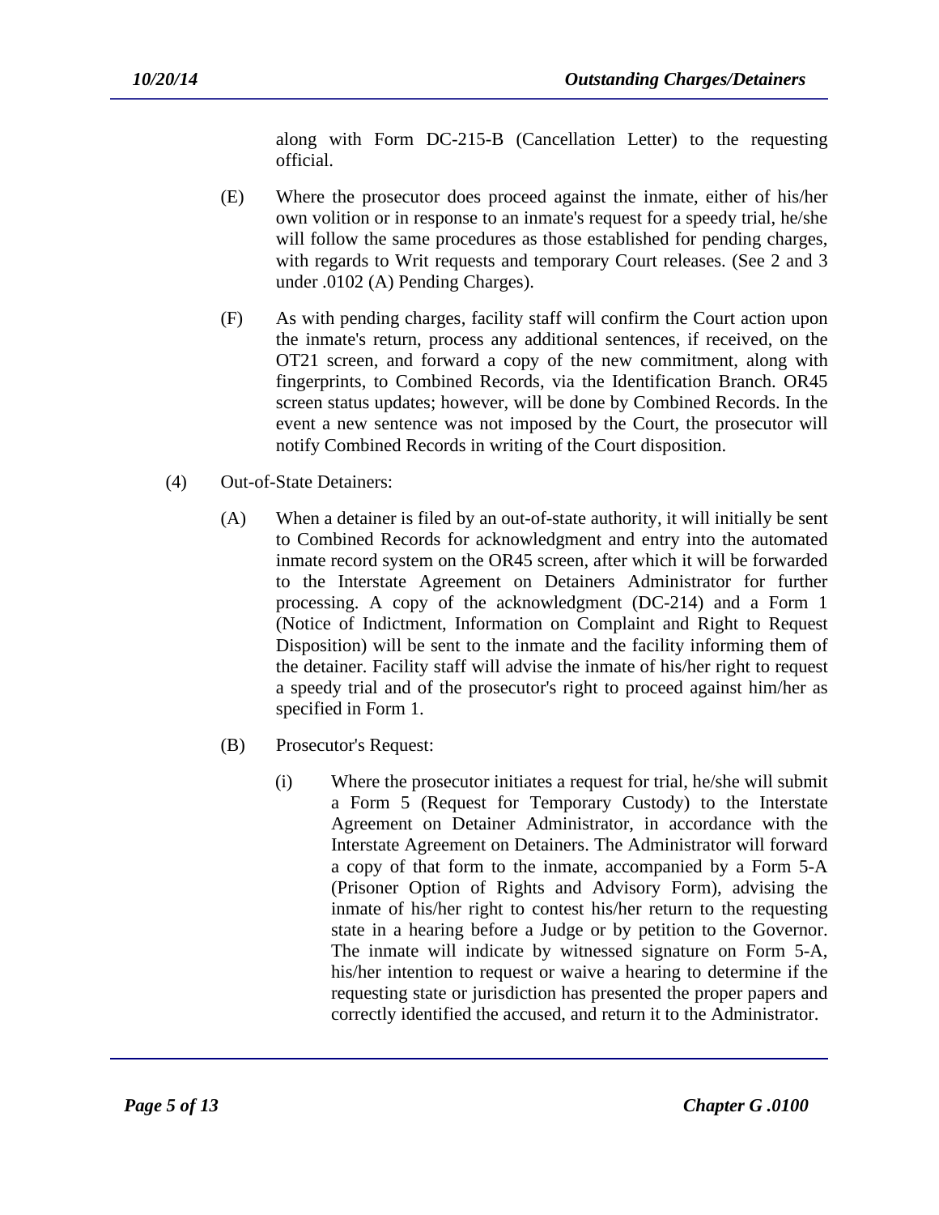along with Form DC-215-B (Cancellation Letter) to the requesting official.

(E) Where the prosecutor does proceed against the inmate, either of his/her own volition or in response to an inmate's request for a speedy trial, he/she will follow the same procedures as those established for pending charges, with regards to Writ requests and temporary Court releases. (See 2 and 3 under .0102 (A) Pending Charges).

(F) As with pending charges, facility staff will confirm the Court action upon the inmate's return, process any additional sentences, if received, on the OT21 screen, and forward a copy of the new commitment, along with fingerprints, to Combined Records, via the Identification Branch. OR45 screen status updates; however, will be done by Combined Records. In the event a new sentence was not imposed by the Court, the prosecutor will notify Combined Records in writing of the Court disposition.

(4) Out-of-State Detainers:

(A) When a detainer is filed by an out-of-state authority, it will initially be sent to Combined Records for acknowledgment and entry into the automated inmate record system on the OR45 screen, after which it will be forwarded to the Interstate Agreement on Detainers Administrator for further processing. A copy of the acknowledgment (DC-214) and a Form 1 (Notice of Indictment, Information on Complaint and Right to Request Disposition) will be sent to the inmate and the facility informing them of the detainer. Facility staff will advise the inmate of his/her right to request a speedy trial and of the prosecutor's right to proceed against him/her as specified in Form 1.

(B) Prosecutor's Request:

(i) Where the prosecutor initiates a request for trial, he/she will submit a Form 5 (Request for Temporary Custody) to the Interstate Agreement on Detainer Administrator, in accordance with the Interstate Agreement on Detainers. The Administrator will forward a copy of that form to the inmate, accompanied by a Form 5-A (Prisoner Option of Rights and Advisory Form), advising the inmate of his/her right to contest his/her return to the requesting state in a hearing before a Judge or by petition to the Governor. The inmate will indicate by witnessed signature on Form 5-A, his/her intention to request or waive a hearing to determine if the requesting state or jurisdiction has presented the proper papers and correctly identified the accused, and return it to the Administrator.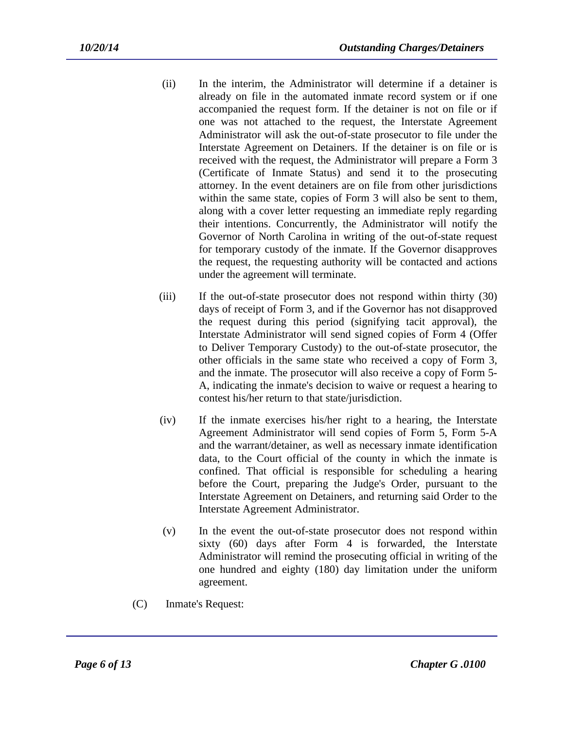(ii) In the interim, the Administrator will determine if a detainer is already on file in the automated inmate record system or if one accompanied the request form. If the detainer is not on file or if one was not attached to the request, the Interstate Agreement Administrator will ask the out-of-state prosecutor to file under the Interstate Agreement on Detainers. If the detainer is on file or is received with the request, the Administrator will prepare a Form 3 (Certificate of Inmate Status) and send it to the prosecuting attorney. In the event detainers are on file from other jurisdictions within the same state, copies of Form 3 will also be sent to them, along with a cover letter requesting an immediate reply regarding their intentions. Concurrently, the Administrator will notify the Governor of North Carolina in writing of the out-of-state request for temporary custody of the inmate. If the Governor disapproves the request, the requesting authority will be contacted and actions under the agreement will terminate.

(iii) If the out-of-state prosecutor does not respond within thirty (30) days of receipt of Form 3, and if the Governor has not disapproved the request during this period (signifying tacit approval), the Interstate Administrator will send signed copies of Form 4 (Offer to Deliver Temporary Custody) to the out-of-state prosecutor, the other officials in the same state who received a copy of Form 3, and the inmate. The prosecutor will also receive a copy of Form 5-A, indicating the inmate's decision to waive or request a hearing to contest his/her return to that state/jurisdiction.

(iv) If the inmate exercises his/her right to a hearing, the Interstate Agreement Administrator will send copies of Form 5, Form 5-A and the warrant/detainer, as well as necessary inmate identification data, to the Court official of the county in which the inmate is confined. That official is responsible for scheduling a hearing before the Court, preparing the Judge's Order, pursuant to the Interstate Agreement on Detainers, and returning said Order to the Interstate Agreement Administrator.

(v) In the event the out-of-state prosecutor does not respond within sixty (60) days after Form 4 is forwarded, the Interstate Administrator will remind the prosecuting official in writing of the one hundred and eighty (180) day limitation under the uniform agreement.

(C) Inmate's Request: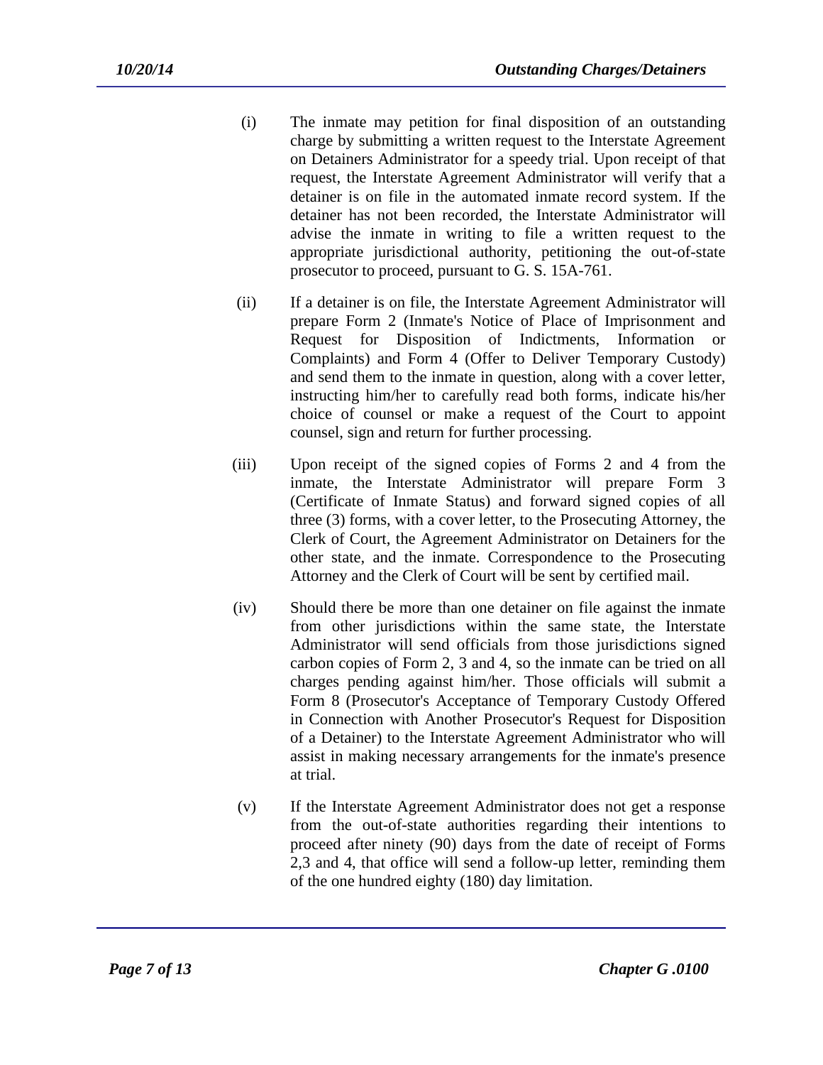(i) The inmate may petition for final disposition of an outstanding charge by submitting a written request to the Interstate Agreement on Detainers Administrator for a speedy trial. Upon receipt of that request, the Interstate Agreement Administrator will verify that a detainer is on file in the automated inmate record system. If the detainer has not been recorded, the Interstate Administrator will advise the inmate in writing to file a written request to the appropriate jurisdictional authority, petitioning the out-of-state prosecutor to proceed, pursuant to G. S. 15A-761.

(ii) If a detainer is on file, the Interstate Agreement Administrator will prepare Form 2 (Inmate's Notice of Place of Imprisonment and Request for Disposition of Indictments, Information or Complaints) and Form 4 (Offer to Deliver Temporary Custody) and send them to the inmate in question, along with a cover letter, instructing him/her to carefully read both forms, indicate his/her choice of counsel or make a request of the Court to appoint counsel, sign and return for further processing.

(iii) Upon receipt of the signed copies of Forms 2 and 4 from the inmate, the Interstate Administrator will prepare Form 3 (Certificate of Inmate Status) and forward signed copies of all three (3) forms, with a cover letter, to the Prosecuting Attorney, the Clerk of Court, the Agreement Administrator on Detainers for the other state, and the inmate. Correspondence to the Prosecuting Attorney and the Clerk of Court will be sent by certified mail.

(iv) Should there be more than one detainer on file against the inmate from other jurisdictions within the same state, the Interstate Administrator will send officials from those jurisdictions signed carbon copies of Form 2, 3 and 4, so the inmate can be tried on all charges pending against him/her. Those officials will submit a Form 8 (Prosecutor's Acceptance of Temporary Custody Offered in Connection with Another Prosecutor's Request for Disposition of a Detainer) to the Interstate Agreement Administrator who will assist in making necessary arrangements for the inmate's presence at trial.

(v) If the Interstate Agreement Administrator does not get a response from the out-of-state authorities regarding their intentions to proceed after ninety (90) days from the date of receipt of Forms 2,3 and 4, that office will send a follow-up letter, reminding them of the one hundred eighty (180) day limitation.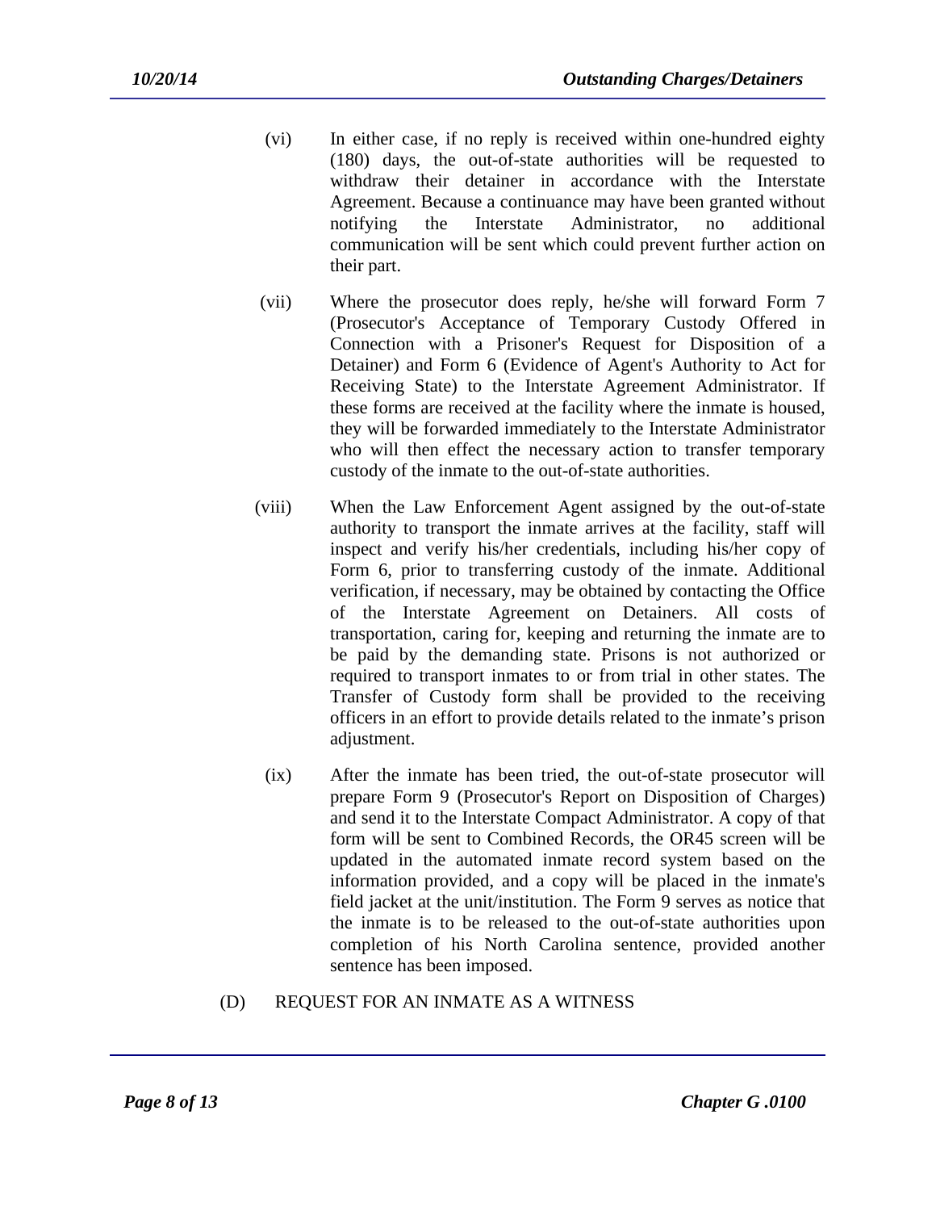(vi) In either case, if no reply is received within one-hundred eighty (180) days, the out-of-state authorities will be requested to withdraw their detainer in accordance with the Interstate Agreement. Because a continuance may have been granted without notifying the Interstate Administrator, no additional communication will be sent which could prevent further action on their part.

(vii) Where the prosecutor does reply, he/she will forward Form 7 (Prosecutor's Acceptance of Temporary Custody Offered in Connection with a Prisoner's Request for Disposition of a Detainer) and Form 6 (Evidence of Agent's Authority to Act for Receiving State) to the Interstate Agreement Administrator. If these forms are received at the facility where the inmate is housed, they will be forwarded immediately to the Interstate Administrator who will then effect the necessary action to transfer temporary custody of the inmate to the out-of-state authorities.

(viii) When the Law Enforcement Agent assigned by the out-of-state authority to transport the inmate arrives at the facility, staff will inspect and verify his/her credentials, including his/her copy of Form 6, prior to transferring custody of the inmate. Additional verification, if necessary, may be obtained by contacting the Office of the Interstate Agreement on Detainers. All costs of transportation, caring for, keeping and returning the inmate are to be paid by the demanding state. Prisons is not authorized or required to transport inmates to or from trial in other states. The Transfer of Custody form shall be provided to the receiving officers in an effort to provide details related to the inmate's prison adjustment.

(ix) After the inmate has been tried, the out-of-state prosecutor will prepare Form 9 (Prosecutor's Report on Disposition of Charges) and send it to the Interstate Compact Administrator. A copy of that form will be sent to Combined Records, the OR45 screen will be updated in the automated inmate record system based on the information provided, and a copy will be placed in the inmate's field jacket at the unit/institution. The Form 9 serves as notice that the inmate is to be released to the out-of-state authorities upon completion of his North Carolina sentence, provided another sentence has been imposed.

(D) REQUEST FOR AN INMATE AS A WITNESS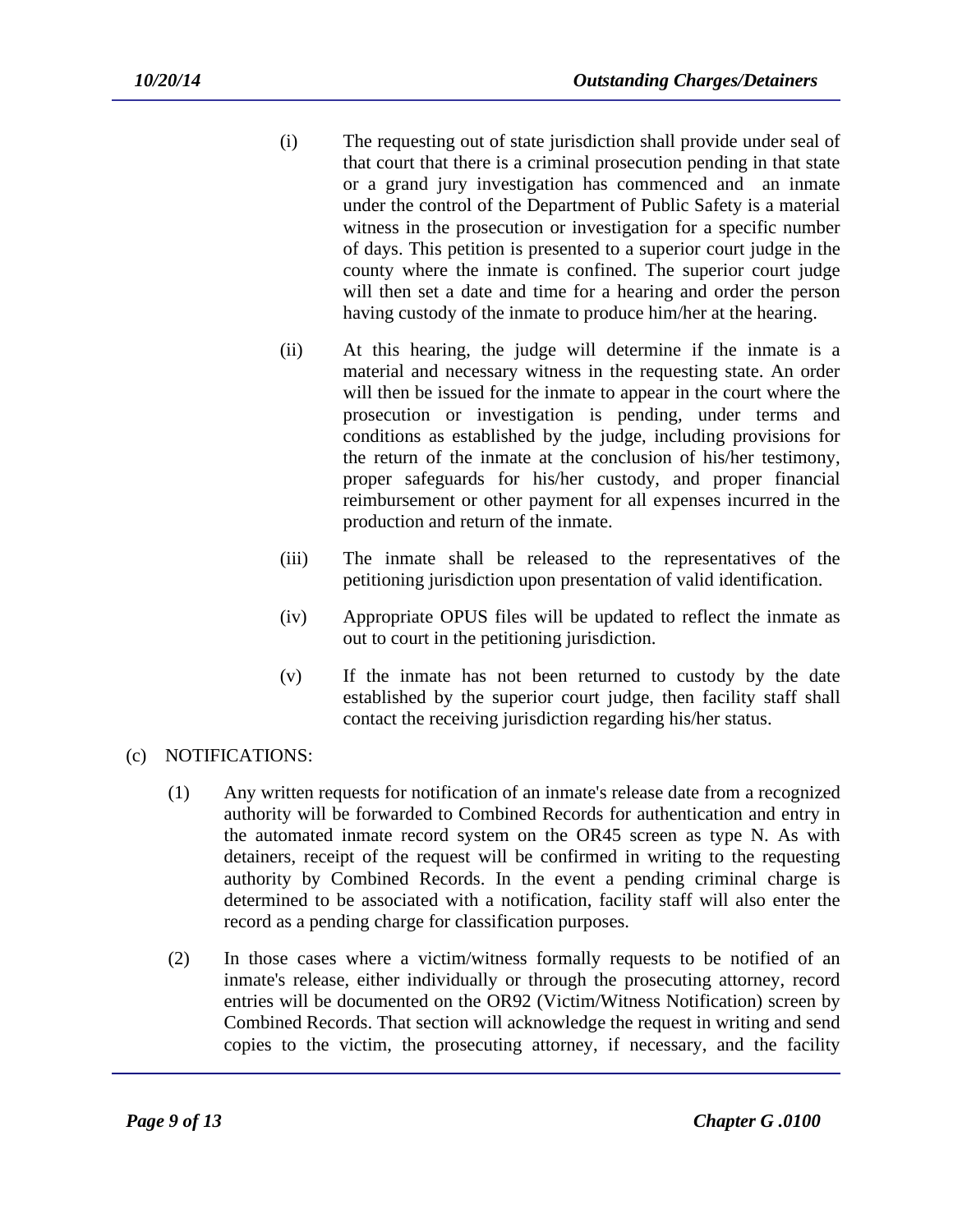(i) The requesting out of state jurisdiction shall provide under seal of that court that there is a criminal prosecution pending in that state or a grand jury investigation has commenced and an inmate under the control of the Department of Public Safety is a material witness in the prosecution or investigation for a specific number of days. This petition is presented to a superior court judge in the county where the inmate is confined. The superior court judge will then set a date and time for a hearing and order the person having custody of the inmate to produce him/her at the hearing.

(ii) At this hearing, the judge will determine if the inmate is a material and necessary witness in the requesting state. An order will then be issued for the inmate to appear in the court where the prosecution or investigation is pending, under terms and conditions as established by the judge, including provisions for the return of the inmate at the conclusion of his/her testimony, proper safeguards for his/her custody, and proper financial reimbursement or other payment for all expenses incurred in the production and return of the inmate.

(iii) The inmate shall be released to the representatives of the petitioning jurisdiction upon presentation of valid identification.

(iv) Appropriate OPUS files will be updated to reflect the inmate as out to court in the petitioning jurisdiction.

(v) If the inmate has not been returned to custody by the date established by the superior court judge, then facility staff shall contact the receiving jurisdiction regarding his/her status.

(c) NOTIFICATIONS:

(1) Any written requests for notification of an inmate's release date from a recognized authority will be forwarded to Combined Records for authentication and entry in the automated inmate record system on the OR45 screen as type N. As with detainers, receipt of the request will be confirmed in writing to the requesting authority by Combined Records. In the event a pending criminal charge is determined to be associated with a notification, facility staff will also enter the record as a pending charge for classification purposes.

(2) In those cases where a victim/witness formally requests to be notified of an inmate's release, either individually or through the prosecuting attorney, record entries will be documented on the OR92 (Victim/Witness Notification) screen by Combined Records. That section will acknowledge the request in writing and send copies to the victim, the prosecuting attorney, if necessary, and the facility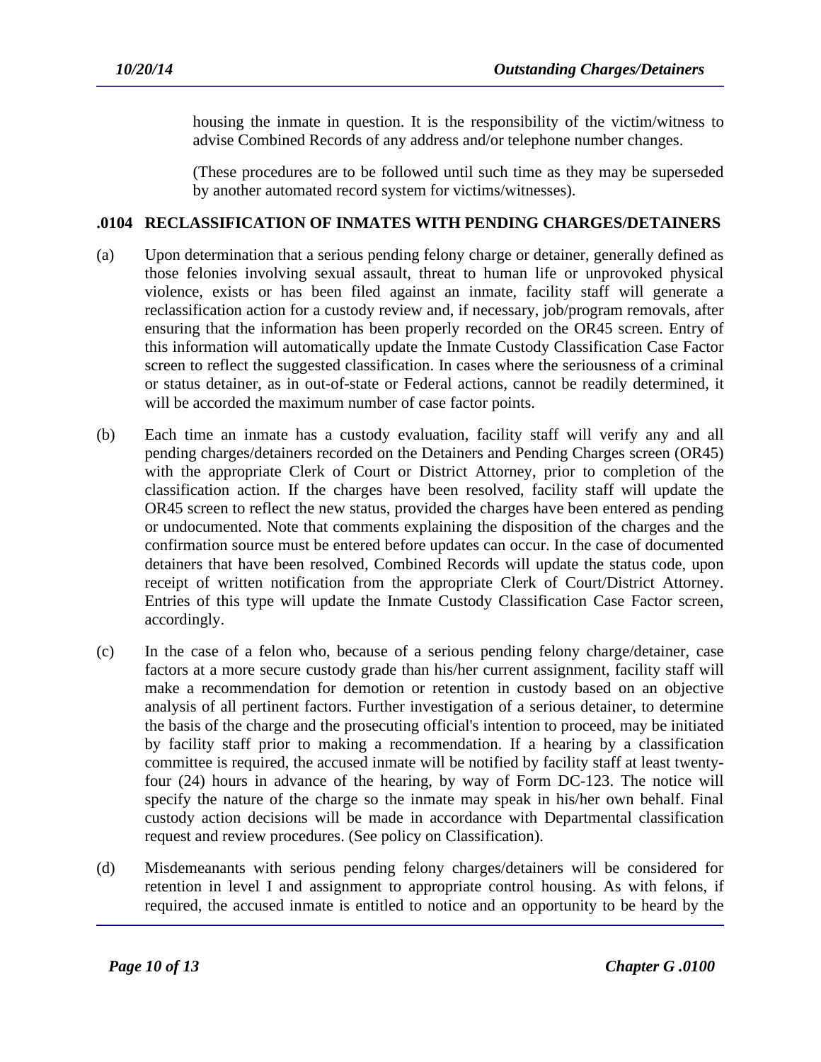housing the inmate in question. It is the responsibility of the victim/witness to advise Combined Records of any address and/or telephone number changes.

(These procedures are to be followed until such time as they may be superseded by another automated record system for victims/witnesses).

### .0104 RECLASSIFICATION OF INMATES WITH PENDING CHARGES/DETAINERS

(a) Upon determination that a serious pending felony charge or detainer, generally defined as those felonies involving sexual assault, threat to human life or unprovoked physical violence, exists or has been filed against an inmate, facility staff will generate a reclassification action for a custody review and, if necessary, job/program removals, after ensuring that the information has been properly recorded on the OR45 screen. Entry of this information will automatically update the Inmate Custody Classification Case Factor screen to reflect the suggested classification. In cases where the seriousness of a criminal or status detainer, as in out-of-state or Federal actions, cannot be readily determined, it will be accorded the maximum number of case factor points.

(b) Each time an inmate has a custody evaluation, facility staff will verify any and all pending charges/detainers recorded on the Detainers and Pending Charges screen (OR45) with the appropriate Clerk of Court or District Attorney, prior to completion of the classification action. If the charges have been resolved, facility staff will update the OR45 screen to reflect the new status, provided the charges have been entered as pending or undocumented. Note that comments explaining the disposition of the charges and the confirmation source must be entered before updates can occur. In the case of documented detainers that have been resolved, Combined Records will update the status code, upon receipt of written notification from the appropriate Clerk of Court/District Attorney. Entries of this type will update the Inmate Custody Classification Case Factor screen, accordingly.

(c) In the case of a felon who, because of a serious pending felony charge/detainer, case factors at a more secure custody grade than his/her current assignment, facility staff will make a recommendation for demotion or retention in custody based on an objective analysis of all pertinent factors. Further investigation of a serious detainer, to determine the basis of the charge and the prosecuting official's intention to proceed, may be initiated by facility staff prior to making a recommendation. If a hearing by a classification committee is required, the accused inmate will be notified by facility staff at least twenty-four (24) hours in advance of the hearing, by way of Form DC-123. The notice will specify the nature of the charge so the inmate may speak in his/her own behalf. Final custody action decisions will be made in accordance with Departmental classification request and review procedures. (See policy on Classification).

(d) Misdemeanants with serious pending felony charges/detainers will be considered for retention in level I and assignment to appropriate control housing. As with felons, if required, the accused inmate is entitled to notice and an opportunity to be heard by the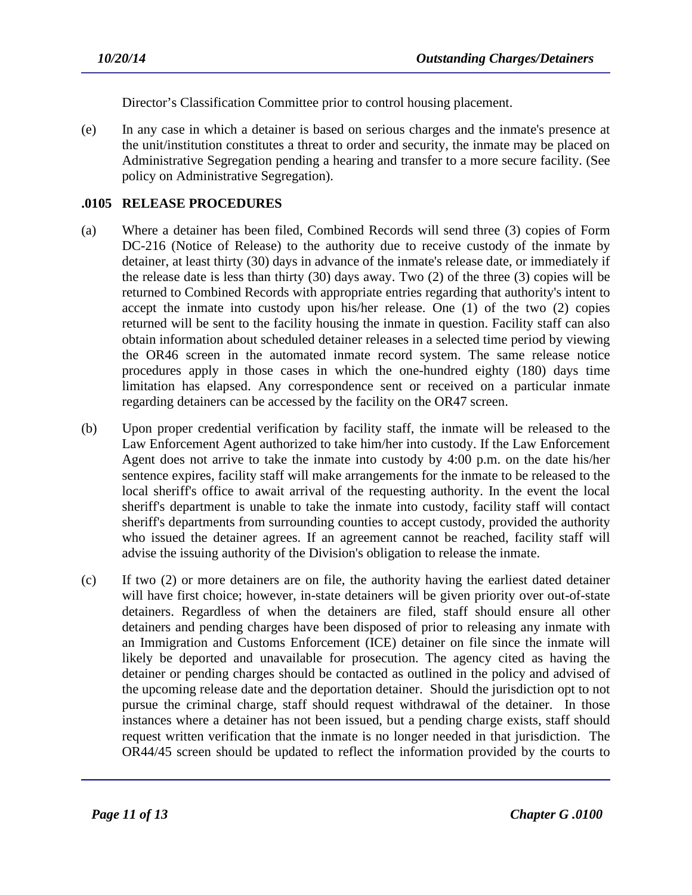Director's Classification Committee prior to control housing placement.

(e) In any case in which a detainer is based on serious charges and the inmate's presence at the unit/institution constitutes a threat to order and security, the inmate may be placed on Administrative Segregation pending a hearing and transfer to a more secure facility. (See policy on Administrative Segregation).

## .0105 RELEASE PROCEDURES

(a) Where a detainer has been filed, Combined Records will send three (3) copies of Form DC-216 (Notice of Release) to the authority due to receive custody of the inmate by detainer, at least thirty (30) days in advance of the inmate's release date, or immediately if the release date is less than thirty (30) days away. Two (2) of the three (3) copies will be returned to Combined Records with appropriate entries regarding that authority's intent to accept the inmate into custody upon his/her release. One (1) of the two (2) copies returned will be sent to the facility housing the inmate in question. Facility staff can also obtain information about scheduled detainer releases in a selected time period by viewing the OR46 screen in the automated inmate record system. The same release notice procedures apply in those cases in which the one-hundred eighty (180) days time limitation has elapsed. Any correspondence sent or received on a particular inmate regarding detainers can be accessed by the facility on the OR47 screen.

(b) Upon proper credential verification by facility staff, the inmate will be released to the Law Enforcement Agent authorized to take him/her into custody. If the Law Enforcement Agent does not arrive to take the inmate into custody by 4:00 p.m. on the date his/her sentence expires, facility staff will make arrangements for the inmate to be released to the local sheriff's office to await arrival of the requesting authority. In the event the local sheriff's department is unable to take the inmate into custody, facility staff will contact sheriff's departments from surrounding counties to accept custody, provided the authority who issued the detainer agrees. If an agreement cannot be reached, facility staff will advise the issuing authority of the Division's obligation to release the inmate.

(c) If two (2) or more detainers are on file, the authority having the earliest dated detainer will have first choice; however, in-state detainers will be given priority over out-of-state detainers. Regardless of when the detainers are filed, staff should ensure all other detainers and pending charges have been disposed of prior to releasing any inmate with an Immigration and Customs Enforcement (ICE) detainer on file since the inmate will likely be deported and unavailable for prosecution. The agency cited as having the detainer or pending charges should be contacted as outlined in the policy and advised of the upcoming release date and the deportation detainer. Should the jurisdiction opt to not pursue the criminal charge, staff should request withdrawal of the detainer. In those instances where a detainer has not been issued, but a pending charge exists, staff should request written verification that the inmate is no longer needed in that jurisdiction. The OR44/45 screen should be updated to reflect the information provided by the courts to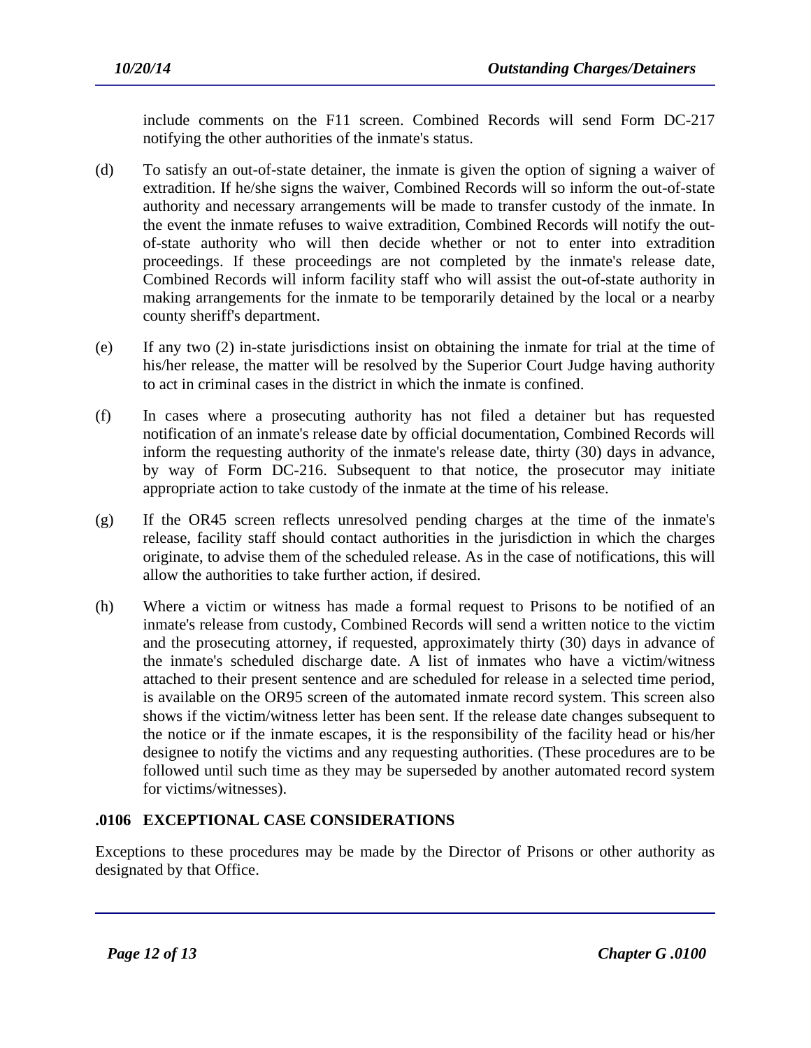include comments on the F11 screen. Combined Records will send Form DC-217 notifying the other authorities of the inmate's status.

(d) To satisfy an out-of-state detainer, the inmate is given the option of signing a waiver of extradition. If he/she signs the waiver, Combined Records will so inform the out-of-state authority and necessary arrangements will be made to transfer custody of the inmate. In the event the inmate refuses to waive extradition, Combined Records will notify the out-of-state authority who will then decide whether or not to enter into extradition proceedings. If these proceedings are not completed by the inmate's release date, Combined Records will inform facility staff who will assist the out-of-state authority in making arrangements for the inmate to be temporarily detained by the local or a nearby county sheriff's department.

(e) If any two (2) in-state jurisdictions insist on obtaining the inmate for trial at the time of his/her release, the matter will be resolved by the Superior Court Judge having authority to act in criminal cases in the district in which the inmate is confined.

(f) In cases where a prosecuting authority has not filed a detainer but has requested notification of an inmate's release date by official documentation, Combined Records will inform the requesting authority of the inmate's release date, thirty (30) days in advance, by way of Form DC-216. Subsequent to that notice, the prosecutor may initiate appropriate action to take custody of the inmate at the time of his release.

(g) If the OR45 screen reflects unresolved pending charges at the time of the inmate's release, facility staff should contact authorities in the jurisdiction in which the charges originate, to advise them of the scheduled release. As in the case of notifications, this will allow the authorities to take further action, if desired.

(h) Where a victim or witness has made a formal request to Prisons to be notified of an inmate's release from custody, Combined Records will send a written notice to the victim and the prosecuting attorney, if requested, approximately thirty (30) days in advance of the inmate's scheduled discharge date. A list of inmates who have a victim/witness attached to their present sentence and are scheduled for release in a selected time period, is available on the OR95 screen of the automated inmate record system. This screen also shows if the victim/witness letter has been sent. If the release date changes subsequent to the notice or if the inmate escapes, it is the responsibility of the facility head or his/her designee to notify the victims and any requesting authorities. (These procedures are to be followed until such time as they may be superseded by another automated record system for victims/witnesses).

## .0106 EXCEPTIONAL CASE CONSIDERATIONS

Exceptions to these procedures may be made by the Director of Prisons or other authority as designated by that Office.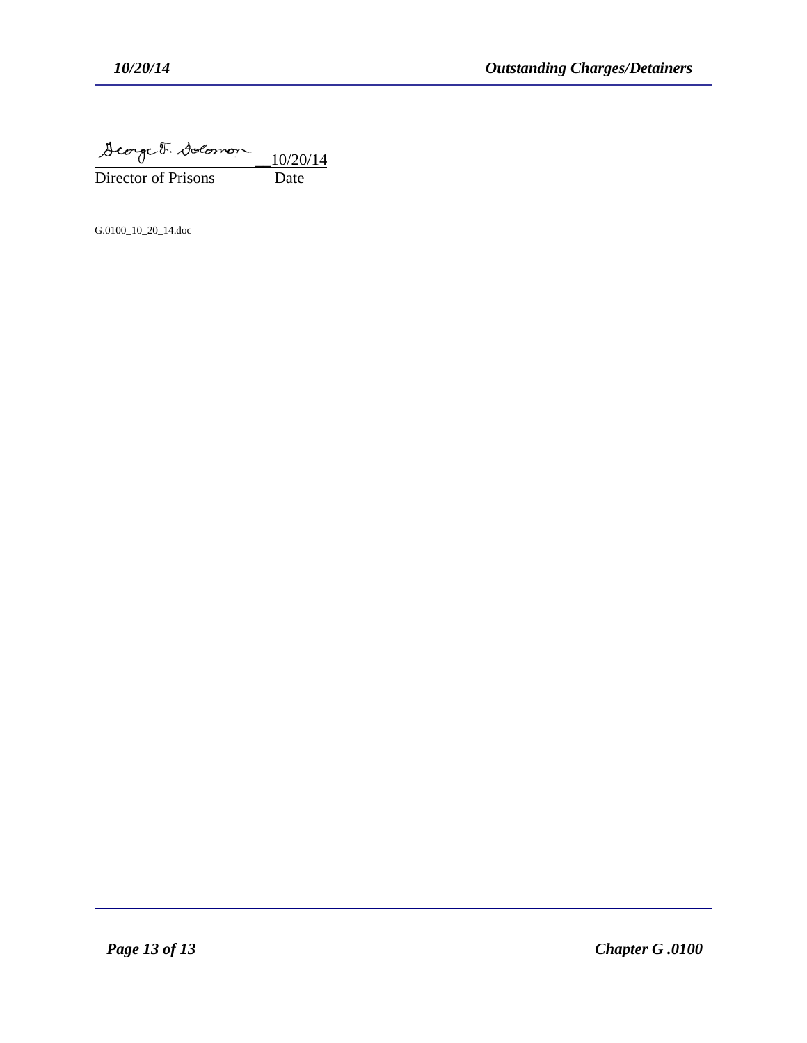George F. Solomon __10/20/14

Director of Prisons Date

G.0100_10_20_14.doc